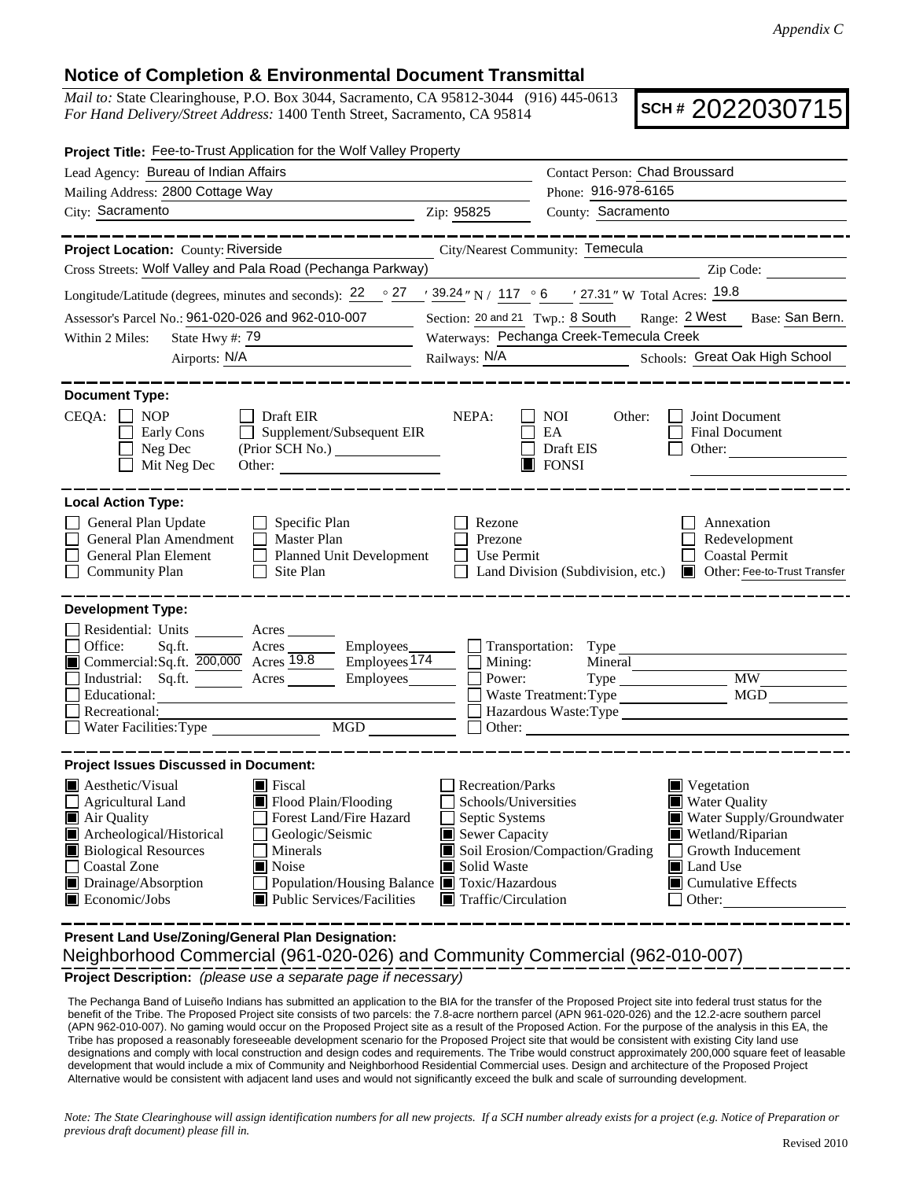*Appendix C*

# Notice of Completion & Environmental Document Transmittal

*Mail to:* State Clearinghouse, P.O. Box 3044, Sacramento, CA 95812-3044 (916) 445-0613
*For Hand Delivery/Street Address:* 1400 Tenth Street, Sacramento, CA 95814

**SCH #** 2022030715

**Project Title:** Fee-to-Trust Application for the Wolf Valley Property

Lead Agency: Bureau of Indian Affairs
Contact Person: Chad Broussard
Mailing Address: 2800 Cottage Way
Phone: 916-978-6165
City: Sacramento Zip: 95825
County: Sacramento

---

**Project Location:** County: Riverside City/Nearest Community: Temecula
Cross Streets: Wolf Valley and Pala Road (Pechanga Parkway) Zip Code:
Longitude/Latitude (degrees, minutes and seconds): 22 ° 27 ′ 39.24 ″ N / 117 ° 6 ′ 27.31 ″ W Total Acres: 19.8
Assessor's Parcel No.: 961-020-026 and 962-010-007 Section: 20 and 21 Twp.: 8 South Range: 2 West Base: San Bern.
Within 2 Miles: State Hwy #: 79 Waterways: Pechanga Creek-Temecula Creek
Airports: N/A Railways: N/A Schools: Great Oak High School

---

**Document Type:**

CEQA: ☐ NOP ☐ Draft EIR ☐ Early Cons ☐ Supplement/Subsequent EIR ☐ Neg Dec (Prior SCH No.) ☐ Mit Neg Dec Other:

NEPA: ☐ NOI ☐ EA ☐ Draft EIS ■ FONSI

Other: ☐ Joint Document ☐ Final Document ☐ Other:

---

**Local Action Type:**

☐ General Plan Update ☐ General Plan Amendment ☐ General Plan Element ☐ Community Plan ☐ Specific Plan ☐ Master Plan ☐ Planned Unit Development ☐ Site Plan ☐ Rezone ☐ Prezone ☐ Use Permit ☐ Land Division (Subdivision, etc.) ☐ Annexation ☐ Redevelopment ☐ Coastal Permit ■ Other: Fee-to-Trust Transfer

---

**Development Type:**

☐ Residential: Units Acres
☐ Office: Sq.ft. Acres Employees
■ Commercial: Sq.ft. 200,000 Acres 19.8 Employees 174
☐ Industrial: Sq.ft. Acres Employees
☐ Educational:
☐ Recreational:
☐ Water Facilities: Type MGD
☐ Transportation: Type
☐ Mining: Mineral
☐ Power: Type MW
☐ Waste Treatment: Type MGD
☐ Hazardous Waste: Type
☐ Other:

---

**Project Issues Discussed in Document:**

■ Aesthetic/Visual
☐ Agricultural Land
■ Air Quality
■ Archeological/Historical
■ Biological Resources
☐ Coastal Zone
■ Drainage/Absorption
■ Economic/Jobs
■ Fiscal
■ Flood Plain/Flooding
☐ Forest Land/Fire Hazard
☐ Geologic/Seismic
☐ Minerals
■ Noise
☐ Population/Housing Balance
■ Public Services/Facilities
☐ Recreation/Parks
☐ Schools/Universities
☐ Septic Systems
■ Sewer Capacity
■ Soil Erosion/Compaction/Grading
■ Solid Waste
■ Toxic/Hazardous
■ Traffic/Circulation
■ Vegetation
■ Water Quality
■ Water Supply/Groundwater
■ Wetland/Riparian
☐ Growth Inducement
■ Land Use
■ Cumulative Effects
☐ Other:

---

**Present Land Use/Zoning/General Plan Designation:**
Neighborhood Commercial (961-020-026) and Community Commercial (962-010-007)

**Project Description:** *(please use a separate page if necessary)*

The Pechanga Band of Luiseño Indians has submitted an application to the BIA for the transfer of the Proposed Project site into federal trust status for the benefit of the Tribe. The Proposed Project site consists of two parcels: the 7.8-acre northern parcel (APN 961-020-026) and the 12.2-acre southern parcel (APN 962-010-007). No gaming would occur on the Proposed Project site as a result of the Proposed Action. For the purpose of the analysis in this EA, the Tribe has proposed a reasonably foreseeable development scenario for the Proposed Project site that would be consistent with existing City land use designations and comply with local construction and design codes and requirements. The Tribe would construct approximately 200,000 square feet of leasable development that would include a mix of Community and Neighborhood Residential Commercial uses. Design and architecture of the Proposed Project Alternative would be consistent with adjacent land uses and would not significantly exceed the bulk and scale of surrounding development.

*Note: The State Clearinghouse will assign identification numbers for all new projects. If a SCH number already exists for a project (e.g. Notice of Preparation or previous draft document) please fill in.*

Revised 2010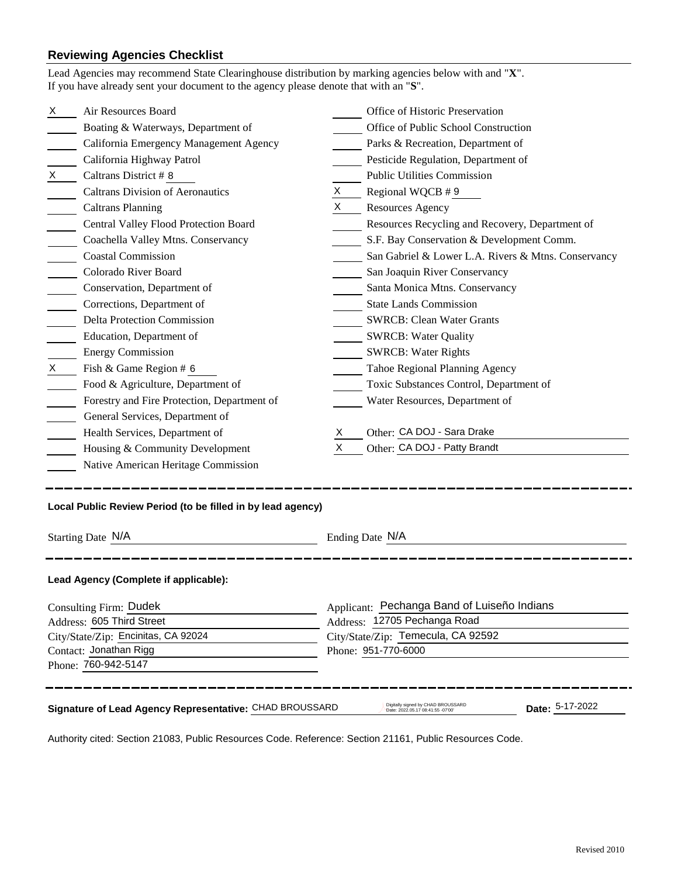## Reviewing Agencies Checklist

Lead Agencies may recommend State Clearinghouse distribution by marking agencies below with and "**X**".
If you have already sent your document to the agency please denote that with an "**S**".

| | | | |
|---|---|---|---|
| X | Air Resources Board | | Office of Historic Preservation |
| | Boating & Waterways, Department of | | Office of Public School Construction |
| | California Emergency Management Agency | | Parks & Recreation, Department of |
| | California Highway Patrol | | Pesticide Regulation, Department of |
| X | Caltrans District # 8 | | Public Utilities Commission |
| | Caltrans Division of Aeronautics | X | Regional WQCB # 9 |
| | Caltrans Planning | X | Resources Agency |
| | Central Valley Flood Protection Board | | Resources Recycling and Recovery, Department of |
| | Coachella Valley Mtns. Conservancy | | S.F. Bay Conservation & Development Comm. |
| | Coastal Commission | | San Gabriel & Lower L.A. Rivers & Mtns. Conservancy |
| | Colorado River Board | | San Joaquin River Conservancy |
| | Conservation, Department of | | Santa Monica Mtns. Conservancy |
| | Corrections, Department of | | State Lands Commission |
| | Delta Protection Commission | | SWRCB: Clean Water Grants |
| | Education, Department of | | SWRCB: Water Quality |
| | Energy Commission | | SWRCB: Water Rights |
| X | Fish & Game Region # 6 | | Tahoe Regional Planning Agency |
| | Food & Agriculture, Department of | | Toxic Substances Control, Department of |
| | Forestry and Fire Protection, Department of | | Water Resources, Department of |
| | General Services, Department of | | |
| | Health Services, Department of | X | Other: CA DOJ - Sara Drake |
| | Housing & Community Development | X | Other: CA DOJ - Patty Brandt |
| | Native American Heritage Commission | | |

---

**Local Public Review Period (to be filled in by lead agency)**

Starting Date N/A Ending Date N/A

---

**Lead Agency (Complete if applicable):**

Consulting Firm: Dudek
Address: 605 Third Street
City/State/Zip: Encinitas, CA 92024
Contact: Jonathan Rigg
Phone: 760-942-5147

Applicant: Pechanga Band of Luiseño Indians
Address: 12705 Pechanga Road
City/State/Zip: Temecula, CA 92592
Phone: 951-770-6000

---

**Signature of Lead Agency Representative:** CHAD BROUSSARD Digitally signed by CHAD BROUSSARD Date: 2022.05.17 08:41:55 -07'00' **Date:** 5-17-2022

Authority cited: Section 21083, Public Resources Code. Reference: Section 21161, Public Resources Code.

Revised 2010